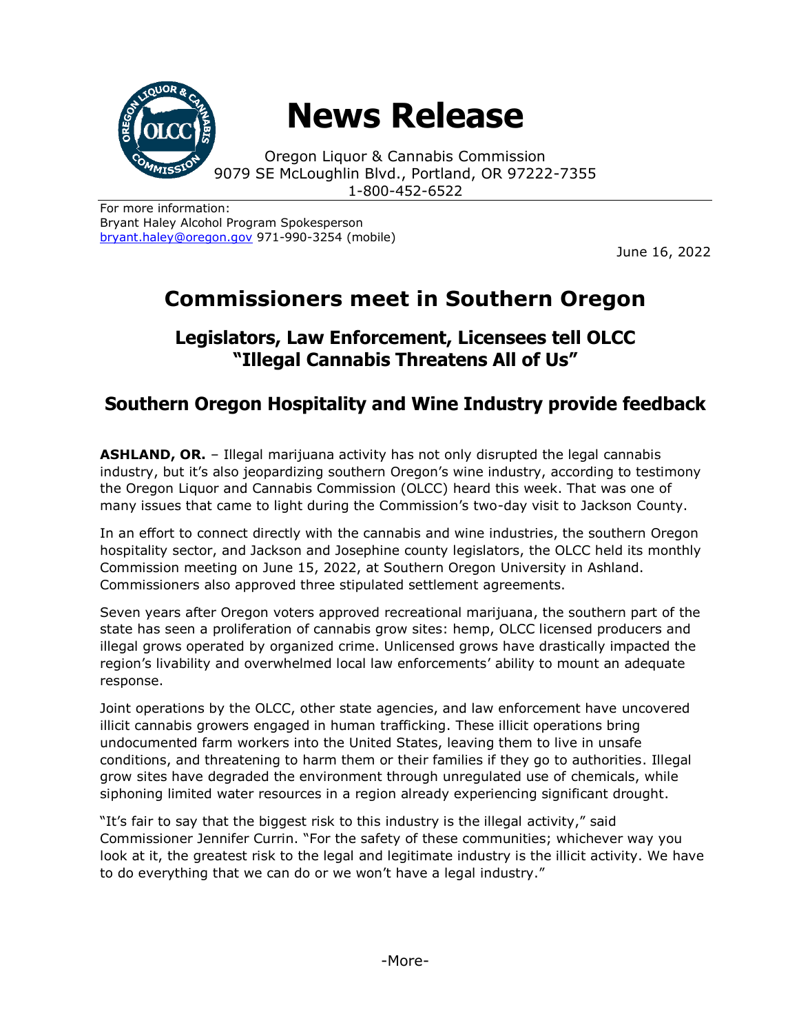# News Release

Oregon Liquor & Cannabis Commission
9079 SE McLoughlin Blvd., Portland, OR 97222-7355
1-800-452-6522

For more information:
Bryant Haley Alcohol Program Spokesperson
bryant.haley@oregon.gov 971-990-3254 (mobile)

June 16, 2022

## Commissioners meet in Southern Oregon

### Legislators, Law Enforcement, Licensees tell OLCC "Illegal Cannabis Threatens All of Us"

### Southern Oregon Hospitality and Wine Industry provide feedback

**ASHLAND, OR.** – Illegal marijuana activity has not only disrupted the legal cannabis industry, but it's also jeopardizing southern Oregon's wine industry, according to testimony the Oregon Liquor and Cannabis Commission (OLCC) heard this week. That was one of many issues that came to light during the Commission's two-day visit to Jackson County.

In an effort to connect directly with the cannabis and wine industries, the southern Oregon hospitality sector, and Jackson and Josephine county legislators, the OLCC held its monthly Commission meeting on June 15, 2022, at Southern Oregon University in Ashland. Commissioners also approved three stipulated settlement agreements.

Seven years after Oregon voters approved recreational marijuana, the southern part of the state has seen a proliferation of cannabis grow sites: hemp, OLCC licensed producers and illegal grows operated by organized crime. Unlicensed grows have drastically impacted the region's livability and overwhelmed local law enforcements' ability to mount an adequate response.

Joint operations by the OLCC, other state agencies, and law enforcement have uncovered illicit cannabis growers engaged in human trafficking. These illicit operations bring undocumented farm workers into the United States, leaving them to live in unsafe conditions, and threatening to harm them or their families if they go to authorities. Illegal grow sites have degraded the environment through unregulated use of chemicals, while siphoning limited water resources in a region already experiencing significant drought.

"It's fair to say that the biggest risk to this industry is the illegal activity," said Commissioner Jennifer Currin. "For the safety of these communities; whichever way you look at it, the greatest risk to the legal and legitimate industry is the illicit activity. We have to do everything that we can do or we won't have a legal industry."

-More-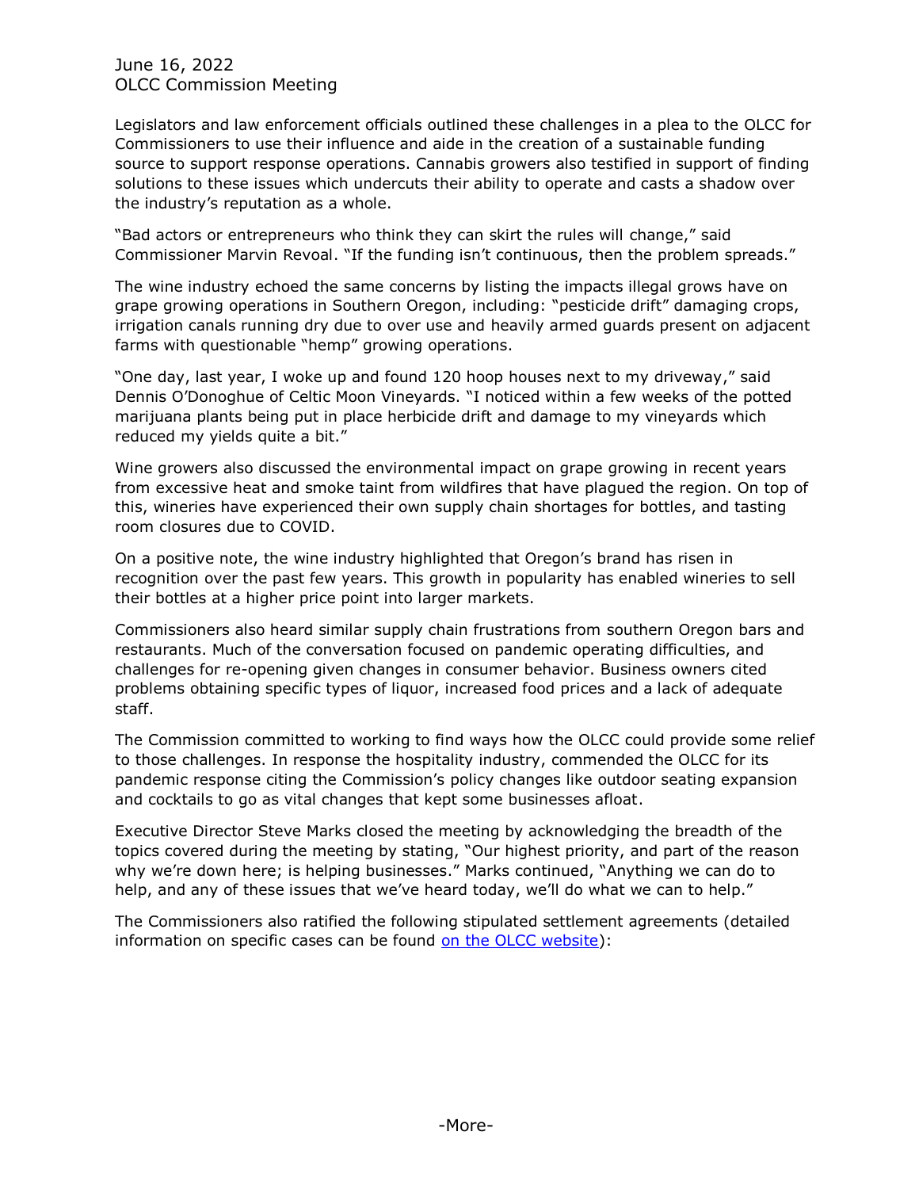Legislators and law enforcement officials outlined these challenges in a plea to the OLCC for Commissioners to use their influence and aide in the creation of a sustainable funding source to support response operations. Cannabis growers also testified in support of finding solutions to these issues which undercuts their ability to operate and casts a shadow over the industry's reputation as a whole.

"Bad actors or entrepreneurs who think they can skirt the rules will change," said Commissioner Marvin Revoal. "If the funding isn't continuous, then the problem spreads."

The wine industry echoed the same concerns by listing the impacts illegal grows have on grape growing operations in Southern Oregon, including: "pesticide drift" damaging crops, irrigation canals running dry due to over use and heavily armed guards present on adjacent farms with questionable "hemp" growing operations.

"One day, last year, I woke up and found 120 hoop houses next to my driveway," said Dennis O'Donoghue of Celtic Moon Vineyards. "I noticed within a few weeks of the potted marijuana plants being put in place herbicide drift and damage to my vineyards which reduced my yields quite a bit."

Wine growers also discussed the environmental impact on grape growing in recent years from excessive heat and smoke taint from wildfires that have plagued the region. On top of this, wineries have experienced their own supply chain shortages for bottles, and tasting room closures due to COVID.

On a positive note, the wine industry highlighted that Oregon's brand has risen in recognition over the past few years. This growth in popularity has enabled wineries to sell their bottles at a higher price point into larger markets.

Commissioners also heard similar supply chain frustrations from southern Oregon bars and restaurants. Much of the conversation focused on pandemic operating difficulties, and challenges for re-opening given changes in consumer behavior. Business owners cited problems obtaining specific types of liquor, increased food prices and a lack of adequate staff.

The Commission committed to working to find ways how the OLCC could provide some relief to those challenges. In response the hospitality industry, commended the OLCC for its pandemic response citing the Commission's policy changes like outdoor seating expansion and cocktails to go as vital changes that kept some businesses afloat.

Executive Director Steve Marks closed the meeting by acknowledging the breadth of the topics covered during the meeting by stating, "Our highest priority, and part of the reason why we're down here; is helping businesses." Marks continued, "Anything we can do to help, and any of these issues that we've heard today, we'll do what we can to help."

The Commissioners also ratified the following stipulated settlement agreements (detailed information on specific cases can be found [on the OLCC website](#)):

-More-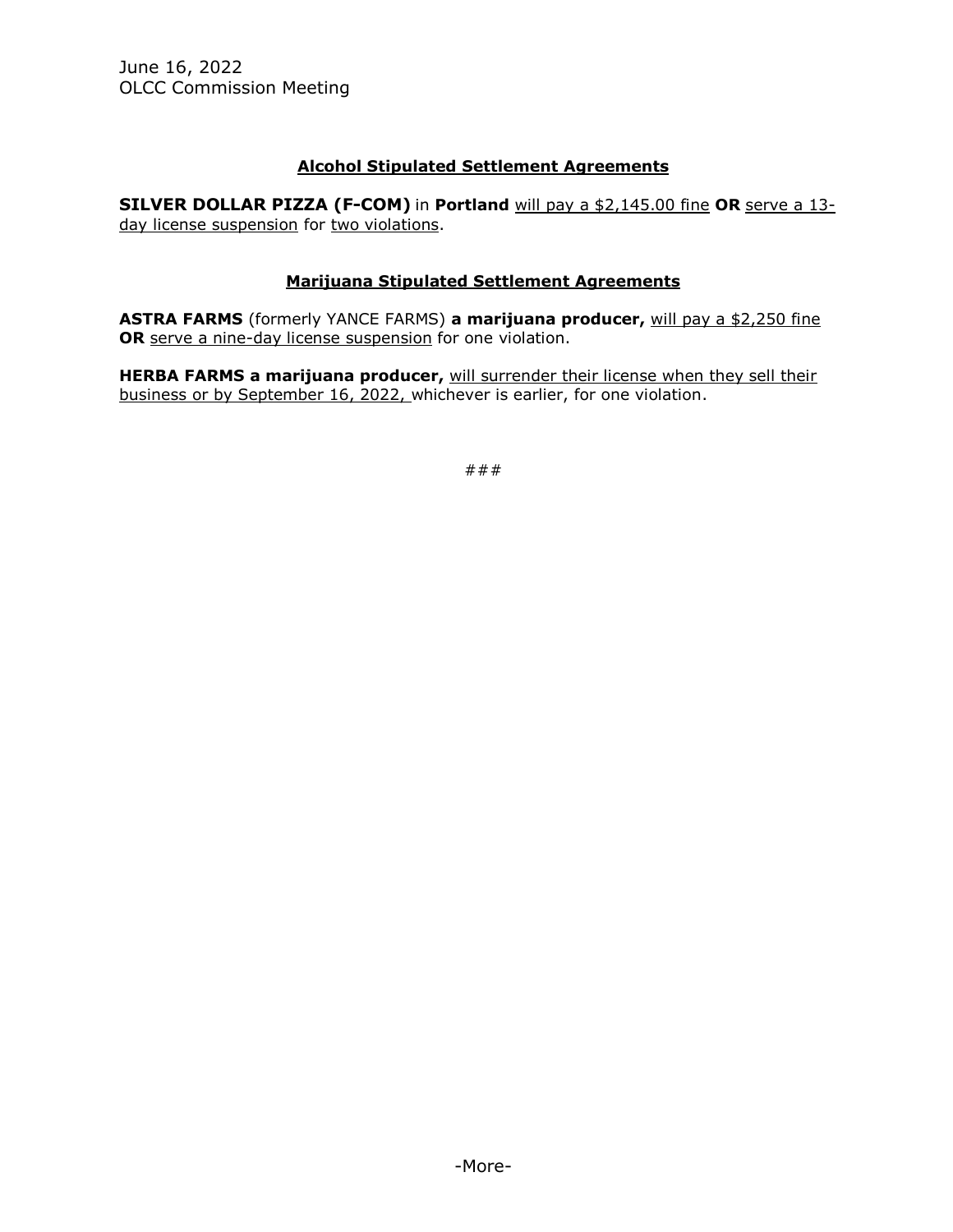## Alcohol Stipulated Settlement Agreements

**SILVER DOLLAR PIZZA (F-COM)** in **Portland** will pay a $2,145.00 fine **OR** serve a 13-day license suspension for two violations.

## Marijuana Stipulated Settlement Agreements

**ASTRA FARMS** (formerly YANCE FARMS) **a marijuana producer,** will pay a $2,250 fine **OR** serve a nine-day license suspension for one violation.

**HERBA FARMS a marijuana producer,** will surrender their license when they sell their business or by September 16, 2022, whichever is earlier, for one violation.

###